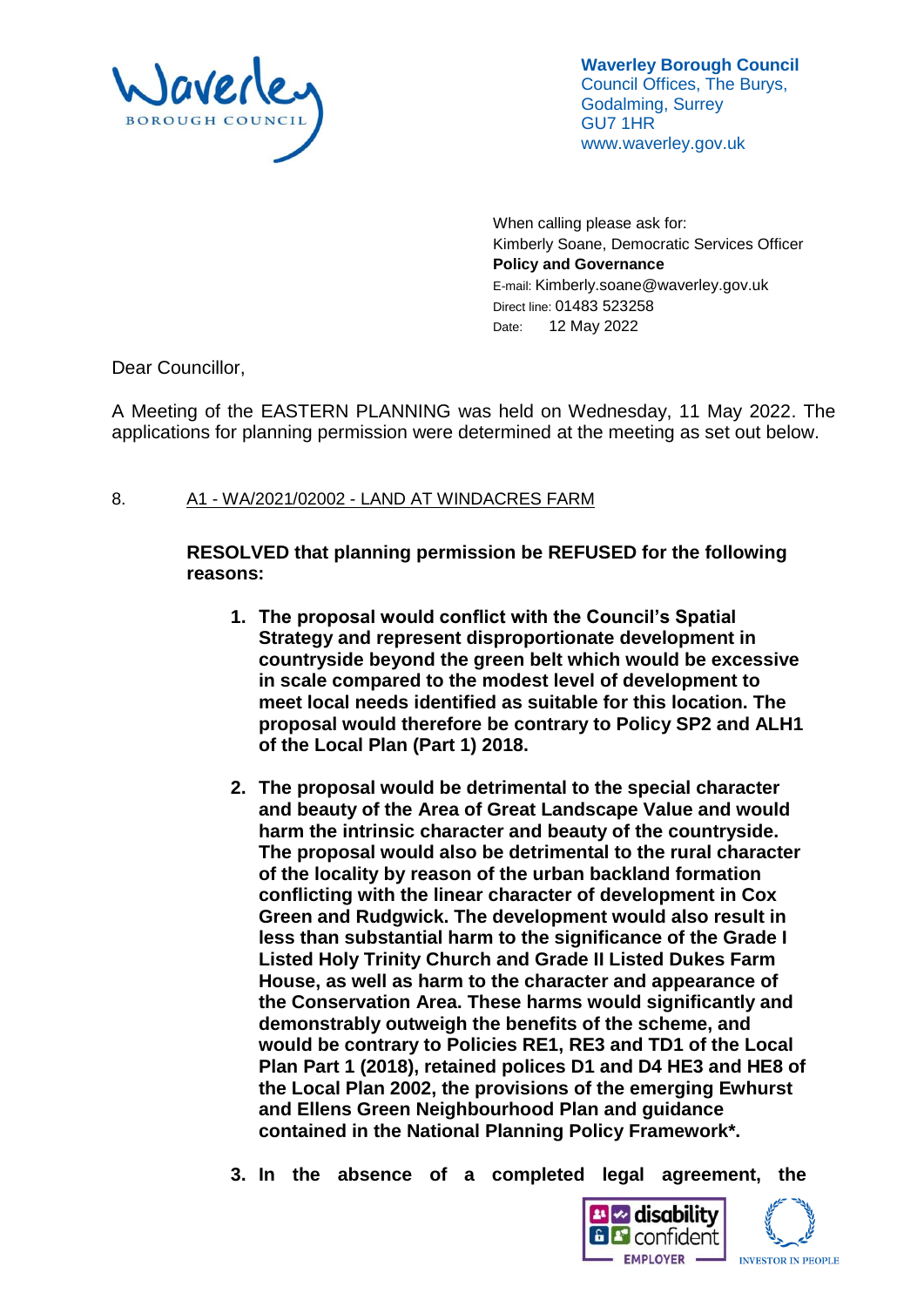**Waverley Borough Council**
Council Offices, The Burys,
Godalming, Surrey
GU7 1HR
www.waverley.gov.uk

When calling please ask for:
Kimberly Soane, Democratic Services Officer
**Policy and Governance**
E-mail: Kimberly.soane@waverley.gov.uk
Direct line: 01483 523258
Date: 12 May 2022

Dear Councillor,

A Meeting of the EASTERN PLANNING was held on Wednesday, 11 May 2022. The applications for planning permission were determined at the meeting as set out below.

8. A1 - WA/2021/02002 - LAND AT WINDACRES FARM

**RESOLVED that planning permission be REFUSED for the following reasons:**

1. **The proposal would conflict with the Council's Spatial Strategy and represent disproportionate development in countryside beyond the green belt which would be excessive in scale compared to the modest level of development to meet local needs identified as suitable for this location. The proposal would therefore be contrary to Policy SP2 and ALH1 of the Local Plan (Part 1) 2018.**

2. **The proposal would be detrimental to the special character and beauty of the Area of Great Landscape Value and would harm the intrinsic character and beauty of the countryside. The proposal would also be detrimental to the rural character of the locality by reason of the urban backland formation conflicting with the linear character of development in Cox Green and Rudgwick. The development would also result in less than substantial harm to the significance of the Grade I Listed Holy Trinity Church and Grade II Listed Dukes Farm House, as well as harm to the character and appearance of the Conservation Area. These harms would significantly and demonstrably outweigh the benefits of the scheme, and would be contrary to Policies RE1, RE3 and TD1 of the Local Plan Part 1 (2018), retained polices D1 and D4 HE3 and HE8 of the Local Plan 2002, the provisions of the emerging Ewhurst and Ellens Green Neighbourhood Plan and guidance contained in the National Planning Policy Framework*.**

3. **In the absence of a completed legal agreement, the**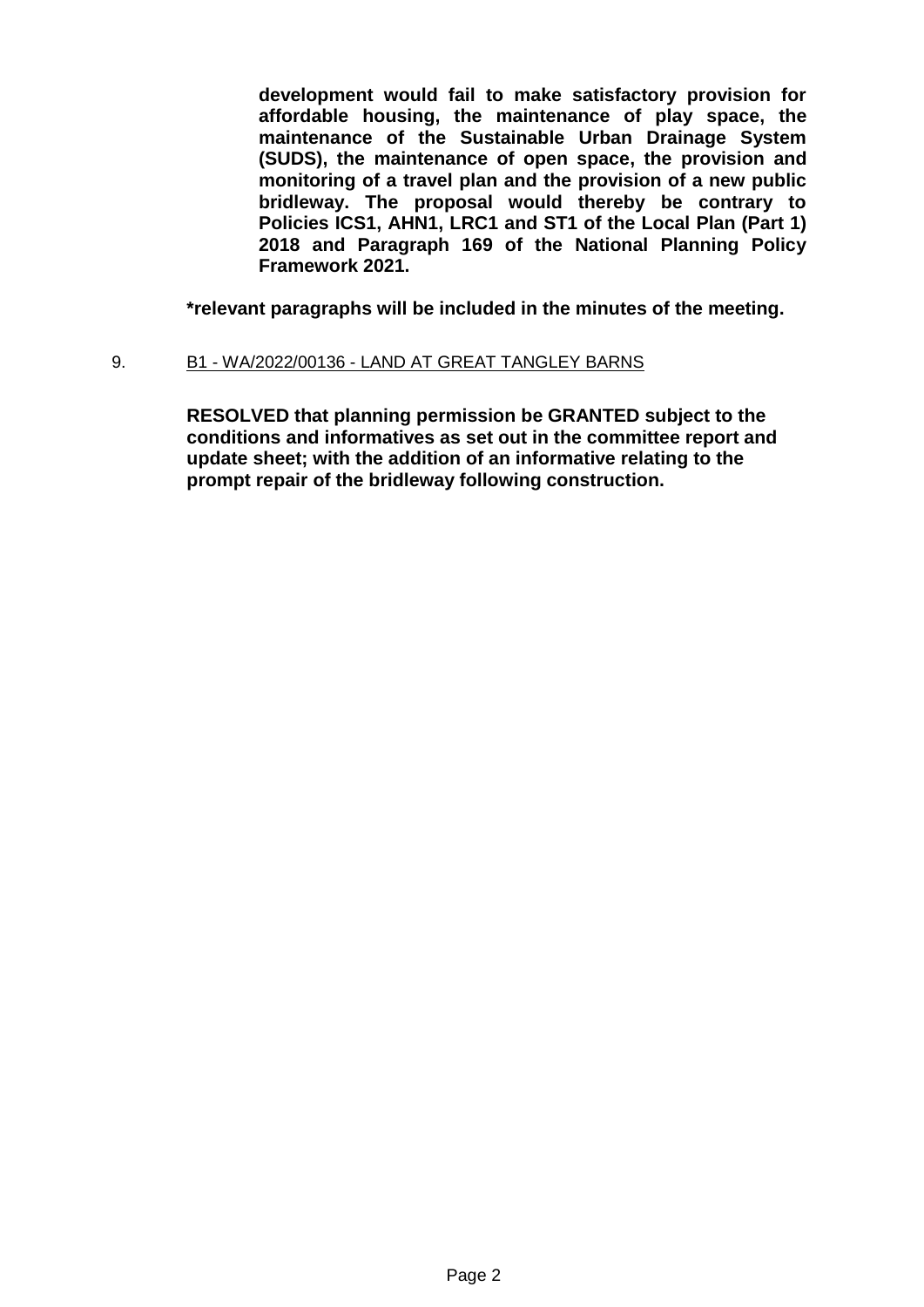**development would fail to make satisfactory provision for affordable housing, the maintenance of play space, the maintenance of the Sustainable Urban Drainage System (SUDS), the maintenance of open space, the provision and monitoring of a travel plan and the provision of a new public bridleway. The proposal would thereby be contrary to Policies ICS1, AHN1, LRC1 and ST1 of the Local Plan (Part 1) 2018 and Paragraph 169 of the National Planning Policy Framework 2021.**

**\*relevant paragraphs will be included in the minutes of the meeting.**

9. B1 - WA/2022/00136 - LAND AT GREAT TANGLEY BARNS

**RESOLVED that planning permission be GRANTED subject to the conditions and informatives as set out in the committee report and update sheet; with the addition of an informative relating to the prompt repair of the bridleway following construction.**